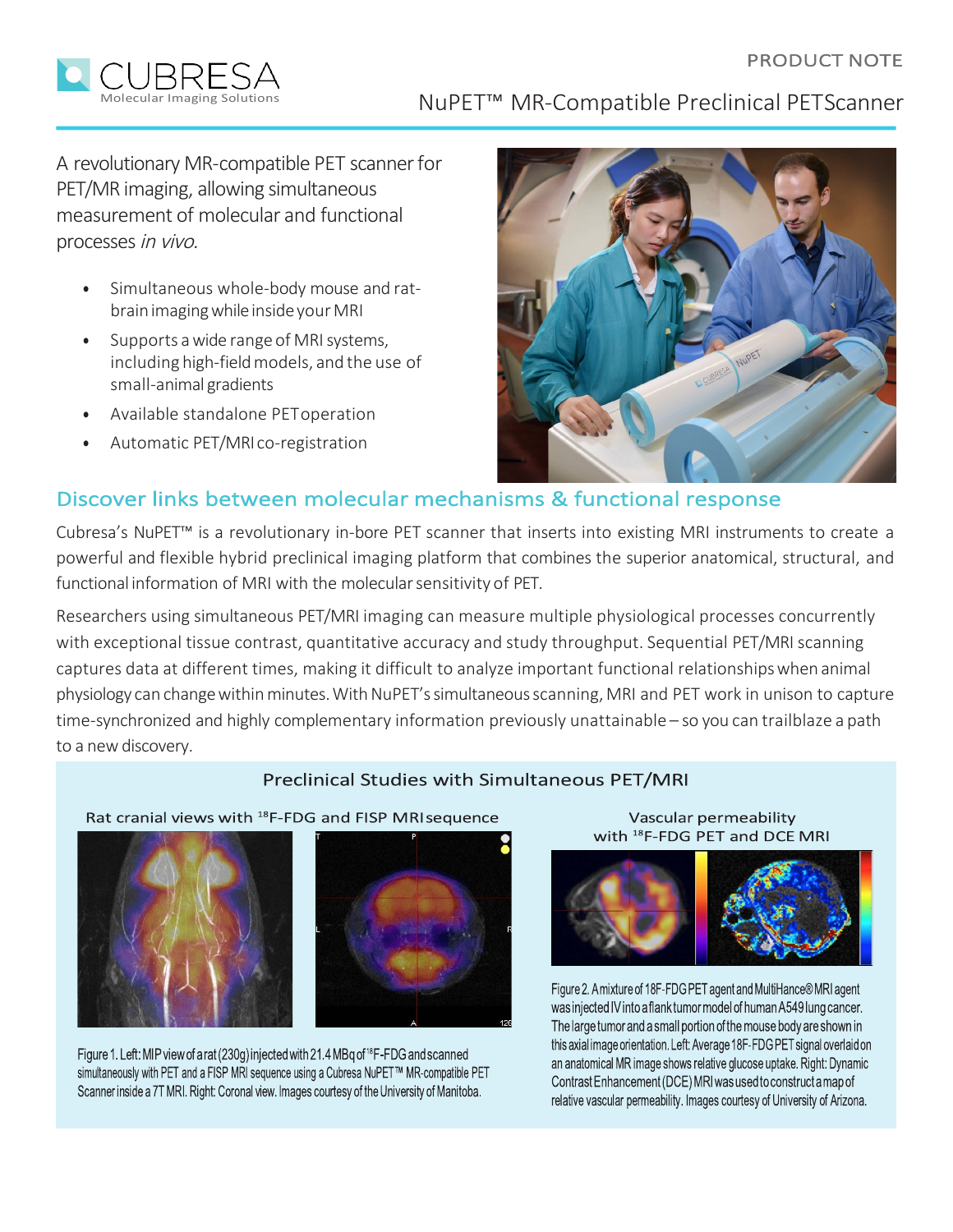PRODUCT NOTE

# NuPET™ MR-Compatible Preclinical PET Scanner

A revolutionary MR-compatible PET scanner for PET/MR imaging, allowing simultaneous measurement of molecular and functional processes *in vivo.*

- Simultaneous whole-body mouse and rat-brain imaging while inside your MRI
- Supports a wide range of MRI systems, including high-field models, and the use of small-animal gradients
- Available standalone PET operation
- Automatic PET/MRI co-registration

## Discover links between molecular mechanisms & functional response

Cubresa's NuPET™ is a revolutionary in-bore PET scanner that inserts into existing MRI instruments to create a powerful and flexible hybrid preclinical imaging platform that combines the superior anatomical, structural, and functional information of MRI with the molecular sensitivity of PET.

Researchers using simultaneous PET/MRI imaging can measure multiple physiological processes concurrently with exceptional tissue contrast, quantitative accuracy and study throughput. Sequential PET/MRI scanning captures data at different times, making it difficult to analyze important functional relationships when animal physiology can change within minutes. With NuPET's simultaneous scanning, MRI and PET work in unison to capture time-synchronized and highly complementary information previously unattainable – so you can trailblaze a path to a new discovery.

### Preclinical Studies with Simultaneous PET/MRI

**Rat cranial views with $^{18}$F-FDG and FISP MRI sequence**

Figure 1. Left: MIP view of a rat (230g) injected with 21.4 MBq of $^{18}$F-FDG and scanned simultaneously with PET and a FISP MRI sequence using a Cubresa NuPET™ MR-compatible PET Scanner inside a 7T MRI. Right: Coronal view. Images courtesy of the University of Manitoba.

**Vascular permeability with $^{18}$F-FDG PET and DCE MRI**

Figure 2. A mixture of 18F-FDG PET agent and MultiHance® MRI agent was injected IV into a flank tumor model of human A549 lung cancer. The large tumor and a small portion of the mouse body are shown in this axial image orientation. Left: Average 18F-FDG PET signal overlaid on an anatomical MR image shows relative glucose uptake. Right: Dynamic Contrast Enhancement (DCE) MRI was used to construct a map of relative vascular permeability. Images courtesy of University of Arizona.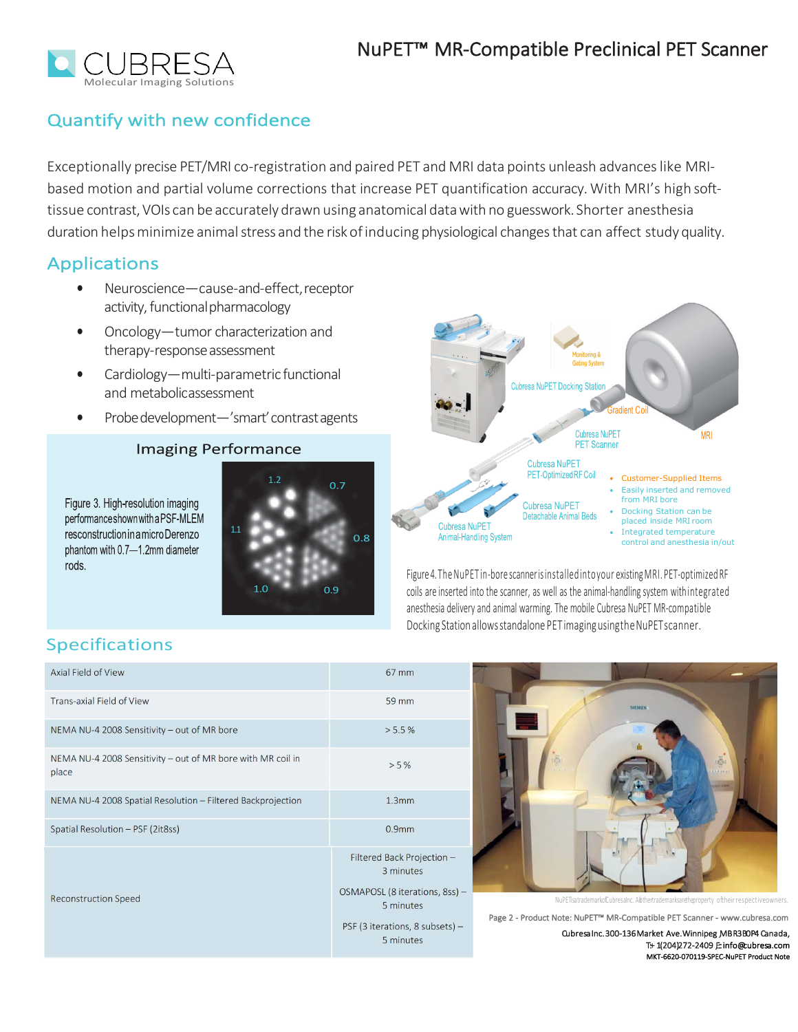# Quantify with new confidence

Exceptionally precise PET/MRI co-registration and paired PET and MRI data points unleash advances like MRI-based motion and partial volume corrections that increase PET quantification accuracy. With MRI's high soft-tissue contrast, VOIs can be accurately drawn using anatomical data with no guesswork. Shorter anesthesia duration helps minimize animal stress and the risk of inducing physiological changes that can affect study quality.

## Applications

- Neuroscience—cause-and-effect, receptor activity, functional pharmacology
- Oncology—tumor characterization and therapy-response assessment
- Cardiology—multi-parametric functional and metabolic assessment
- Probe development—'smart' contrast agents

### Imaging Performance

Figure 3. High-resolution imaging performance shown with a PSF-MLEM resconstruction in a micro Derenzo phantom with 0.7—1.2mm diameter rods.

1.2
0.7
1.1
0.8
1.0
0.9

Monitoring & Gating System
Cubresa NuPET Docking Station
Gradient Coil
Cubresa NuPET PET Scanner
MRI
Cubresa NuPET PET-Optimized RF Coil
Cubresa NuPET Detachable Animal Beds
Cubresa NuPET Animal-Handling System

- Customer-Supplied Items
- Easily inserted and removed from MRI bore
- Docking Station can be placed inside MRI room
- Integrated temperature control and anesthesia in/out

Figure 4. The NuPET in-bore scanner is installed into your existing MRI. PET-optimized RF coils are inserted into the scanner, as well as the animal-handling system with integrated anesthesia delivery and animal warming. The mobile Cubresa NuPET MR-compatible Docking Station allows standalone PET imaging using the NuPET scanner.

## Specifications

| | |
|---|---|
| Axial Field of View | 67 mm |
| Trans-axial Field of View | 59 mm |
| NEMA NU-4 2008 Sensitivity – out of MR bore | > 5.5 % |
| NEMA NU-4 2008 Sensitivity – out of MR bore with MR coil in place | > 5 % |
| NEMA NU-4 2008 Spatial Resolution – Filtered Backprojection | 1.3mm |
| Spatial Resolution – PSF (2it8ss) | 0.9mm |
| Reconstruction Speed | Filtered Back Projection – 3 minutes<br>OSMAPOSL (8 iterations, 8ss) – 5 minutes<br>PSF (3 iterations, 8 subsets) – 5 minutes |

NuPET is a trademark of Cubresa Inc. All other trademarks are the property of their respective owners.

Page 2 - Product Note: NuPET™ MR-Compatible PET Scanner - www.cubresa.com

Cubresa Inc. 300-136 Market Ave. Winnipeg, MB R3B 0P4 Canada,
T: +1(204)272-2409 E: info@cubresa.com
MKT-6620-070119-SPEC-NuPET Product Note